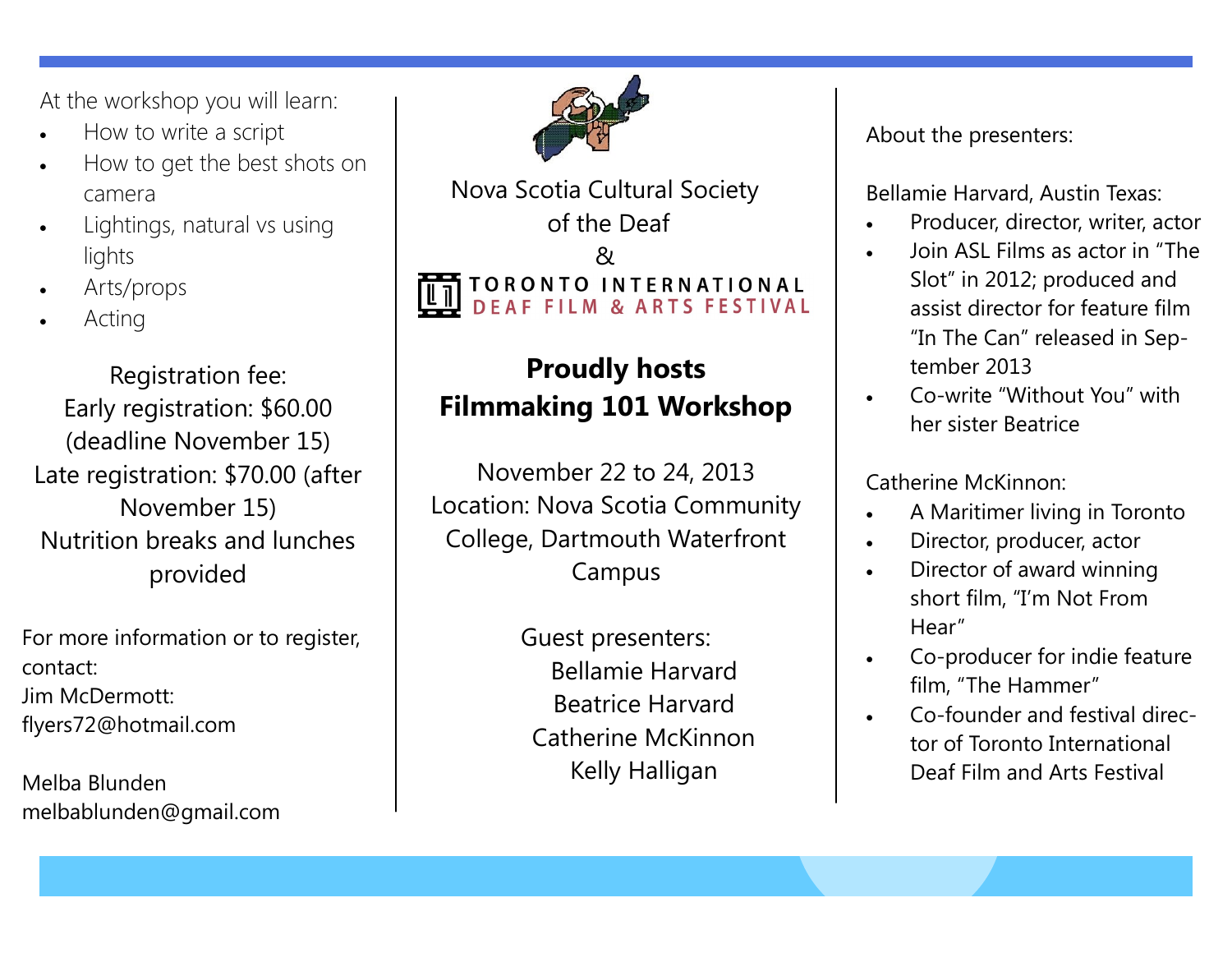At the workshop you will learn:

- How to write a script
- How to get the best shots on camera
- Lightings, natural vs using lights
- Arts/props
- Acting

Registration fee:
Early registration: $60.00 (deadline November 15)
Late registration: $70.00 (after November 15)
Nutrition breaks and lunches provided

For more information or to register, contact:
Jim McDermott:
flyers72@hotmail.com

Melba Blunden
melbablunden@gmail.com

Nova Scotia Cultural Society of the Deaf
&
TORONTO INTERNATIONAL DEAF FILM & ARTS FESTIVAL

## Proudly hosts Filmmaking 101 Workshop

November 22 to 24, 2013
Location: Nova Scotia Community College, Dartmouth Waterfront Campus

Guest presenters:
Bellamie Harvard
Beatrice Harvard
Catherine McKinnon
Kelly Halligan

About the presenters:

Bellamie Harvard, Austin Texas:

- Producer, director, writer, actor
- Join ASL Films as actor in "The Slot" in 2012; produced and assist director for feature film "In The Can" released in September 2013
- Co-write "Without You" with her sister Beatrice

Catherine McKinnon:

- A Maritimer living in Toronto
- Director, producer, actor
- Director of award winning short film, "I'm Not From Hear"
- Co-producer for indie feature film, "The Hammer"
- Co-founder and festival director of Toronto International Deaf Film and Arts Festival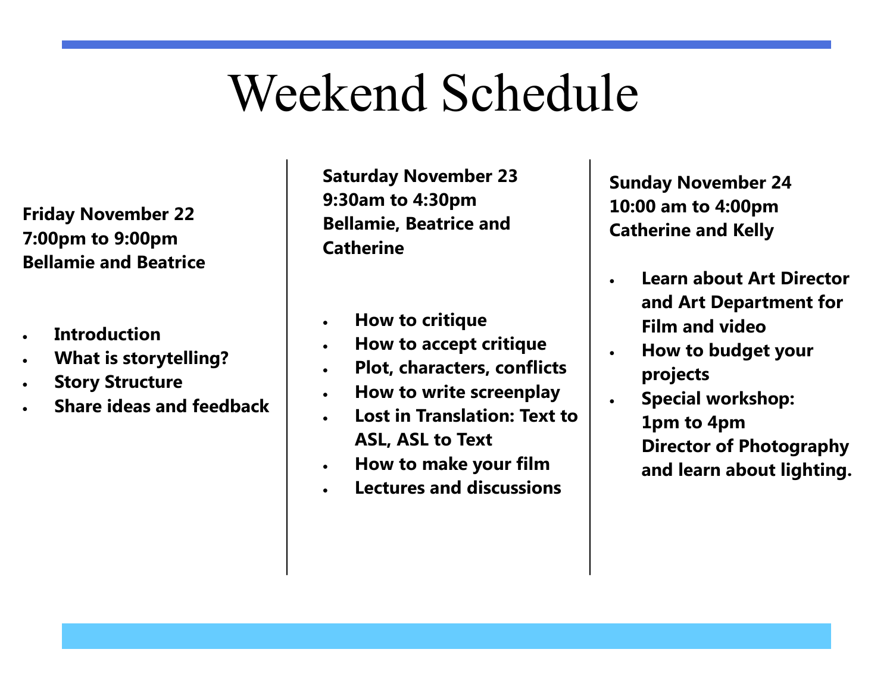# Weekend Schedule

**Friday November 22**
**7:00pm to 9:00pm**
**Bellamie and Beatrice**

- **Introduction**
- **What is storytelling?**
- **Story Structure**
- **Share ideas and feedback**

**Saturday November 23**
**9:30am to 4:30pm**
**Bellamie, Beatrice and Catherine**

- **How to critique**
- **How to accept critique**
- **Plot, characters, conflicts**
- **How to write screenplay**
- **Lost in Translation: Text to ASL, ASL to Text**
- **How to make your film**
- **Lectures and discussions**

**Sunday November 24**
**10:00 am to 4:00pm**
**Catherine and Kelly**

- **Learn about Art Director and Art Department for Film and video**
- **How to budget your projects**
- **Special workshop: 1pm to 4pm Director of Photography and learn about lighting.**